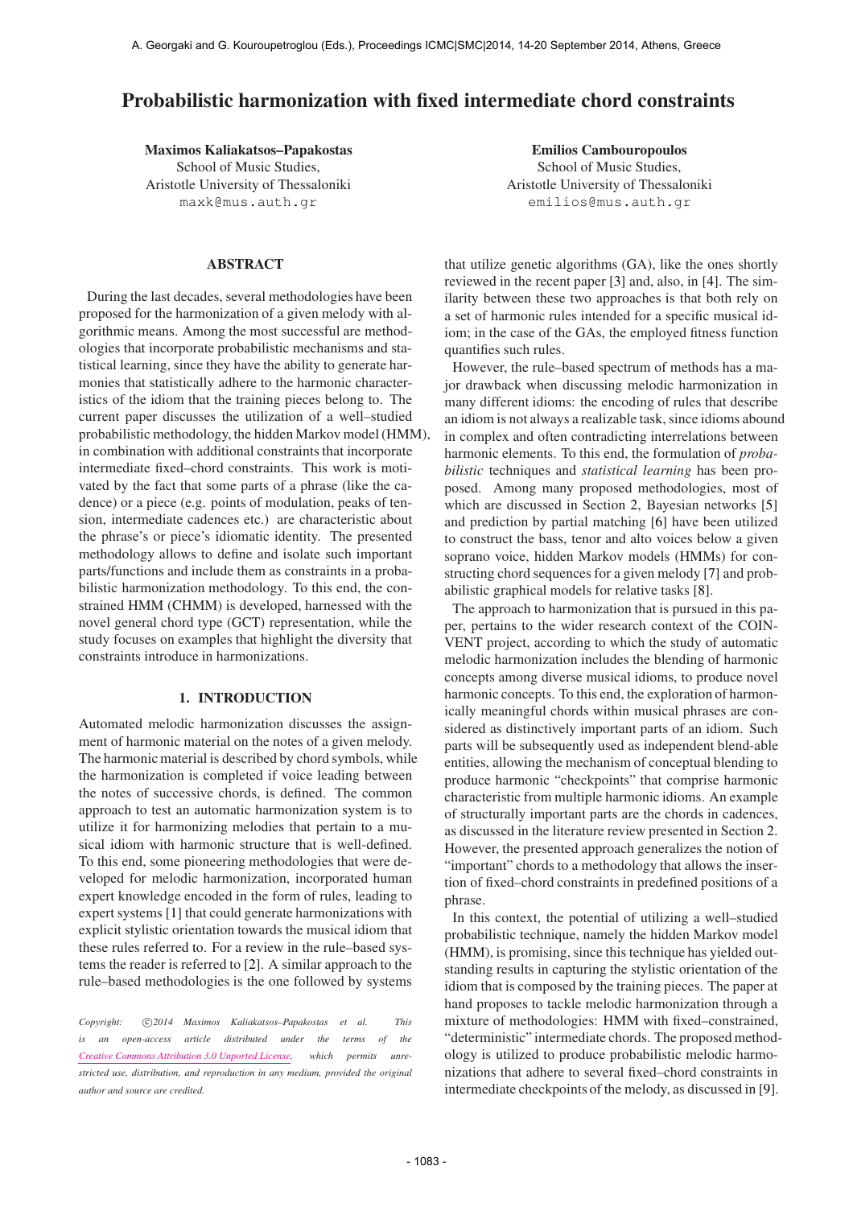# Probabilistic harmonization with fixed intermediate chord constraints

**Maximos Kaliakatsos–Papakostas**
School of Music Studies,
Aristotle University of Thessaloniki
maxk@mus.auth.gr

**Emilios Cambouropoulos**
School of Music Studies,
Aristotle University of Thessaloniki
emilios@mus.auth.gr

## ABSTRACT

During the last decades, several methodologies have been proposed for the harmonization of a given melody with algorithmic means. Among the most successful are methodologies that incorporate probabilistic mechanisms and statistical learning, since they have the ability to generate harmonies that statistically adhere to the harmonic characteristics of the idiom that the training pieces belong to. The current paper discusses the utilization of a well–studied probabilistic methodology, the hidden Markov model (HMM), in combination with additional constraints that incorporate intermediate fixed–chord constraints. This work is motivated by the fact that some parts of a phrase (like the cadence) or a piece (e.g. points of modulation, peaks of tension, intermediate cadences etc.) are characteristic about the phrase's or piece's idiomatic identity. The presented methodology allows to define and isolate such important parts/functions and include them as constraints in a probabilistic harmonization methodology. To this end, the constrained HMM (CHMM) is developed, harnessed with the novel general chord type (GCT) representation, while the study focuses on examples that highlight the diversity that constraints introduce in harmonizations.

## 1. INTRODUCTION

Automated melodic harmonization discusses the assignment of harmonic material on the notes of a given melody. The harmonic material is described by chord symbols, while the harmonization is completed if voice leading between the notes of successive chords, is defined. The common approach to test an automatic harmonization system is to utilize it for harmonizing melodies that pertain to a musical idiom with harmonic structure that is well-defined. To this end, some pioneering methodologies that were developed for melodic harmonization, incorporated human expert knowledge encoded in the form of rules, leading to expert systems [1] that could generate harmonizations with explicit stylistic orientation towards the musical idiom that these rules referred to. For a review in the rule–based systems the reader is referred to [2]. A similar approach to the rule–based methodologies is the one followed by systems that utilize genetic algorithms (GA), like the ones shortly reviewed in the recent paper [3] and, also, in [4]. The similarity between these two approaches is that both rely on a set of harmonic rules intended for a specific musical idiom; in the case of the GAs, the employed fitness function quantifies such rules.

However, the rule–based spectrum of methods has a major drawback when discussing melodic harmonization in many different idioms: the encoding of rules that describe an idiom is not always a realizable task, since idioms abound in complex and often contradicting interrelations between harmonic elements. To this end, the formulation of *probabilistic* techniques and *statistical learning* has been proposed. Among many proposed methodologies, most of which are discussed in Section 2, Bayesian networks [5] and prediction by partial matching [6] have been utilized to construct the bass, tenor and alto voices below a given soprano voice, hidden Markov models (HMMs) for constructing chord sequences for a given melody [7] and probabilistic graphical models for relative tasks [8].

The approach to harmonization that is pursued in this paper, pertains to the wider research context of the COINVENT project, according to which the study of automatic melodic harmonization includes the blending of harmonic concepts among diverse musical idioms, to produce novel harmonic concepts. To this end, the exploration of harmonically meaningful chords within musical phrases are considered as distinctively important parts of an idiom. Such parts will be subsequently used as independent blend-able entities, allowing the mechanism of conceptual blending to produce harmonic "checkpoints" that comprise harmonic characteristic from multiple harmonic idioms. An example of structurally important parts are the chords in cadences, as discussed in the literature review presented in Section 2. However, the presented approach generalizes the notion of "important" chords to a methodology that allows the insertion of fixed–chord constraints in predefined positions of a phrase.

In this context, the potential of utilizing a well–studied probabilistic technique, namely the hidden Markov model (HMM), is promising, since this technique has yielded outstanding results in capturing the stylistic orientation of the idiom that is composed by the training pieces. The paper at hand proposes to tackle melodic harmonization through a mixture of methodologies: HMM with fixed–constrained, "deterministic" intermediate chords. The proposed methodology is utilized to produce probabilistic melodic harmonizations that adhere to several fixed–chord constraints in intermediate checkpoints of the melody, as discussed in [9].

*Copyright: ©2014 Maximos Kaliakatsos–Papakostas et al. This is an open-access article distributed under the terms of the Creative Commons Attribution 3.0 Unported License, which permits unrestricted use, distribution, and reproduction in any medium, provided the original author and source are credited.*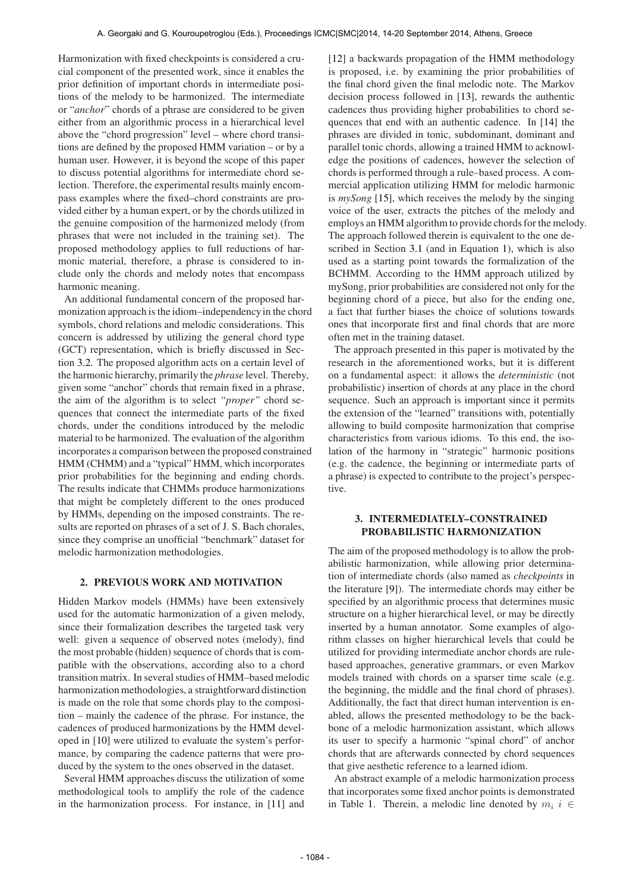Harmonization with fixed checkpoints is considered a crucial component of the presented work, since it enables the prior definition of important chords in intermediate positions of the melody to be harmonized. The intermediate or "*anchor*" chords of a phrase are considered to be given either from an algorithmic process in a hierarchical level above the "chord progression" level – where chord transitions are defined by the proposed HMM variation – or by a human user. However, it is beyond the scope of this paper to discuss potential algorithms for intermediate chord selection. Therefore, the experimental results mainly encompass examples where the fixed–chord constraints are provided either by a human expert, or by the chords utilized in the genuine composition of the harmonized melody (from phrases that were not included in the training set). The proposed methodology applies to full reductions of harmonic material, therefore, a phrase is considered to include only the chords and melody notes that encompass harmonic meaning.

An additional fundamental concern of the proposed harmonization approach is the idiom–independency in the chord symbols, chord relations and melodic considerations. This concern is addressed by utilizing the general chord type (GCT) representation, which is briefly discussed in Section 3.2. The proposed algorithm acts on a certain level of the harmonic hierarchy, primarily the *phrase* level. Thereby, given some "anchor" chords that remain fixed in a phrase, the aim of the algorithm is to select *"proper"* chord sequences that connect the intermediate parts of the fixed chords, under the conditions introduced by the melodic material to be harmonized. The evaluation of the algorithm incorporates a comparison between the proposed constrained HMM (CHMM) and a "typical" HMM, which incorporates prior probabilities for the beginning and ending chords. The results indicate that CHMMs produce harmonizations that might be completely different to the ones produced by HMMs, depending on the imposed constraints. The results are reported on phrases of a set of J. S. Bach chorales, since they comprise an unofficial "benchmark" dataset for melodic harmonization methodologies.

## 2. PREVIOUS WORK AND MOTIVATION

Hidden Markov models (HMMs) have been extensively used for the automatic harmonization of a given melody, since their formalization describes the targeted task very well: given a sequence of observed notes (melody), find the most probable (hidden) sequence of chords that is compatible with the observations, according also to a chord transition matrix. In several studies of HMM–based melodic harmonization methodologies, a straightforward distinction is made on the role that some chords play to the composition – mainly the cadence of the phrase. For instance, the cadences of produced harmonizations by the HMM developed in [10] were utilized to evaluate the system's performance, by comparing the cadence patterns that were produced by the system to the ones observed in the dataset.

Several HMM approaches discuss the utilization of some methodological tools to amplify the role of the cadence in the harmonization process. For instance, in [11] and [12] a backwards propagation of the HMM methodology is proposed, i.e. by examining the prior probabilities of the final chord given the final melodic note. The Markov decision process followed in [13], rewards the authentic cadences thus providing higher probabilities to chord sequences that end with an authentic cadence. In [14] the phrases are divided in tonic, subdominant, dominant and parallel tonic chords, allowing a trained HMM to acknowledge the positions of cadences, however the selection of chords is performed through a rule–based process. A commercial application utilizing HMM for melodic harmonic is *mySong* [15], which receives the melody by the singing voice of the user, extracts the pitches of the melody and employs an HMM algorithm to provide chords for the melody. The approach followed therein is equivalent to the one described in Section 3.1 (and in Equation 1), which is also used as a starting point towards the formalization of the BCHMM. According to the HMM approach utilized by mySong, prior probabilities are considered not only for the beginning chord of a piece, but also for the ending one, a fact that further biases the choice of solutions towards ones that incorporate first and final chords that are more often met in the training dataset.

The approach presented in this paper is motivated by the research in the aforementioned works, but it is different on a fundamental aspect: it allows the *deterministic* (not probabilistic) insertion of chords at any place in the chord sequence. Such an approach is important since it permits the extension of the "learned" transitions with, potentially allowing to build composite harmonization that comprise characteristics from various idioms. To this end, the isolation of the harmony in "strategic" harmonic positions (e.g. the cadence, the beginning or intermediate parts of a phrase) is expected to contribute to the project's perspective.

## 3. INTERMEDIATELY–CONSTRAINED PROBABILISTIC HARMONIZATION

The aim of the proposed methodology is to allow the probabilistic harmonization, while allowing prior determination of intermediate chords (also named as *checkpoints* in the literature [9]). The intermediate chords may either be specified by an algorithmic process that determines music structure on a higher hierarchical level, or may be directly inserted by a human annotator. Some examples of algorithm classes on higher hierarchical levels that could be utilized for providing intermediate anchor chords are rule-based approaches, generative grammars, or even Markov models trained with chords on a sparser time scale (e.g. the beginning, the middle and the final chord of phrases). Additionally, the fact that direct human intervention is enabled, allows the presented methodology to be the backbone of a melodic harmonization assistant, which allows its user to specify a harmonic "spinal chord" of anchor chords that are afterwards connected by chord sequences that give aesthetic reference to a learned idiom.

An abstract example of a melodic harmonization process that incorporates some fixed anchor points is demonstrated in Table 1. Therein, a melodic line denoted by $m_i$ $i \in$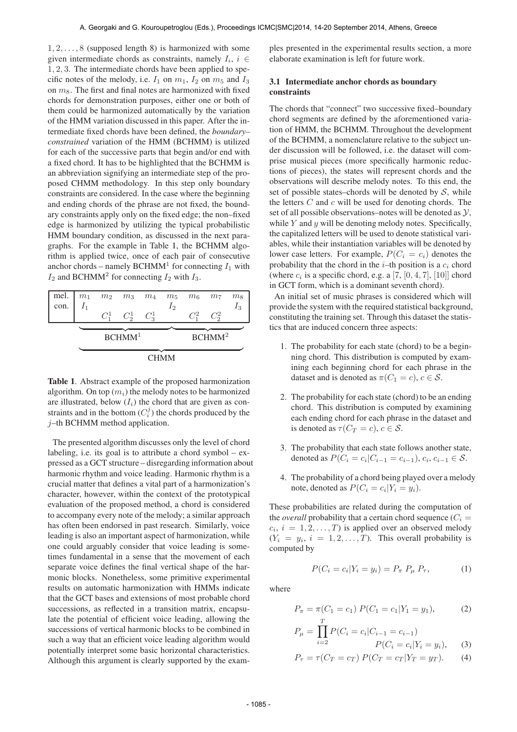$1, 2, \ldots, 8$ (supposed length 8) is harmonized with some given intermediate chords as constraints, namely $I_i$, $i \in 1, 2, 3$. The intermediate chords have been applied to specific notes of the melody, i.e. $I_1$ on $m_1$, $I_2$ on $m_5$ and $I_3$ on $m_8$. The first and final notes are harmonized with fixed chords for demonstration purposes, either one or both of them could be harmonized automatically by the variation of the HMM variation discussed in this paper. After the intermediate fixed chords have been defined, the *boundary–constrained* variation of the HMM (BCHMM) is utilized for each of the successive parts that begin and/or end with a fixed chord. It has to be highlighted that the BCHMM is an abbreviation signifying an intermediate step of the proposed CHMM methodology. In this step only boundary constraints are considered. In the case where the beginning and ending chords of the phrase are not fixed, the boundary constraints apply only on the fixed edge; the non–fixed edge is harmonized by utilizing the typical probabilistic HMM boundary condition, as discussed in the next paragraphs. For the example in Table 1, the BCHMM algorithm is applied twice, once of each pair of consecutive anchor chords – namely BCHMM[1] for connecting $I_1$ with $I_2$ and BCHMM[2] for connecting $I_2$ with $I_3$.

| mel. | $m_1$ | $m_2$ | $m_3$ | $m_4$ | $m_5$ | $m_6$ | $m_7$ | $m_8$ |
|---|---|---|---|---|---|---|---|---|
| con. | $I_1$ | | | | $I_2$ | | | $I_3$ |
| | | $C_1^1$ | $C_2^1$ | $C_3^1$ | | $C_1^2$ | $C_2^2$ | |
| | BCHMM[1] | | | | BCHMM[2] | | | |
| | CHMM | | | | | | | |

**Table 1**. Abstract example of the proposed harmonization algorithm. On top ($m_i$) the melody notes to be harmonized are illustrated, below ($I_i$) the chord that are given as constraints and in the bottom ($C_i^j$) the chords produced by the $j$–th BCHMM method application.

The presented algorithm discusses only the level of chord labeling, i.e. its goal is to attribute a chord symbol – expressed as a GCT structure – disregarding information about harmonic rhythm and voice leading. Harmonic rhythm is a crucial matter that defines a vital part of a harmonization's character, however, within the context of the prototypical evaluation of the proposed method, a chord is considered to accompany every note of the melody; a similar approach has often been endorsed in past research. Similarly, voice leading is also an important aspect of harmonization, while one could arguably consider that voice leading is sometimes fundamental in a sense that the movement of each separate voice defines the final vertical shape of the harmonic blocks. Nonetheless, some primitive experimental results on automatic harmonization with HMMs indicate that the GCT bases and extensions of most probable chord successions, as reflected in a transition matrix, encapsulate the potential of efficient voice leading, allowing the successions of vertical harmonic blocks to be combined in such a way that an efficient voice leading algorithm would potentially interpret some basic horizontal characteristics. Although this argument is clearly supported by the examples presented in the experimental results section, a more elaborate examination is left for future work.

### 3.1 Intermediate anchor chords as boundary constraints

The chords that "connect" two successive fixed–boundary chord segments are defined by the aforementioned variation of HMM, the BCHMM. Throughout the development of the BCHMM, a nomenclature relative to the subject under discussion will be followed, i.e. the dataset will comprise musical pieces (more specifically harmonic reductions of pieces), the states will represent chords and the observations will describe melody notes. To this end, the set of possible states–chords will be denoted by $\mathcal{S}$, while the letters $C$ and $c$ will be used for denoting chords. The set of all possible observations–notes will be denoted as $\mathcal{Y}$, while $Y$ and $y$ will be denoting melody notes. Specifically, the capitalized letters will be used to denote statistical variables, while their instantiation variables will be denoted by lower case letters. For example, $P(C_i = c_i)$ denotes the probability that the chord in the $i$–th position is a $c_i$ chord (where $c_i$ is a specific chord, e.g. a [7, [0, 4, 7], [10]] chord in GCT form, which is a dominant seventh chord).

An initial set of music phrases is considered which will provide the system with the required statistical background, constituting the training set. Through this dataset the statistics that are induced concern three aspects:

1. The probability for each state (chord) to be a beginning chord. This distribution is computed by examining each beginning chord for each phrase in the dataset and is denoted as $\pi(C_1 = c)$, $c \in \mathcal{S}$.
2. The probability for each state (chord) to be an ending chord. This distribution is computed by examining each ending chord for each phrase in the dataset and is denoted as $\tau(C_T = c)$, $c \in \mathcal{S}$.
3. The probability that each state follows another state, denoted as $P(C_i = c_i | C_{i-1} = c_{i-1})$, $c_i, c_{i-1} \in \mathcal{S}$.
4. The probability of a chord being played over a melody note, denoted as $P(C_i = c_i | Y_i = y_i)$.

These probabilities are related during the computation of the *overall* probability that a certain chord sequence ($C_i = c_i$, $i = 1, 2, \ldots, T$) is applied over an observed melody ($Y_i = y_i$, $i = 1, 2, \ldots, T$). This overall probability is computed by

$$P(C_i = c_i | Y_i = y_i) = P_\pi \; P_\mu \; P_\tau, \tag{1}$$

where

$$P_\pi = \pi(C_1 = c_1) \; P(C_1 = c_1 | Y_1 = y_1), \tag{2}$$

$$P_\mu = \prod_{i=2}^{T} P(C_i = c_i | C_{i-1} = c_{i-1}) \; P(C_i = c_i | Y_i = y_i), \tag{3}$$

$$P_\tau = \tau(C_T = c_T) \; P(C_T = c_T | Y_T = y_T). \tag{4}$$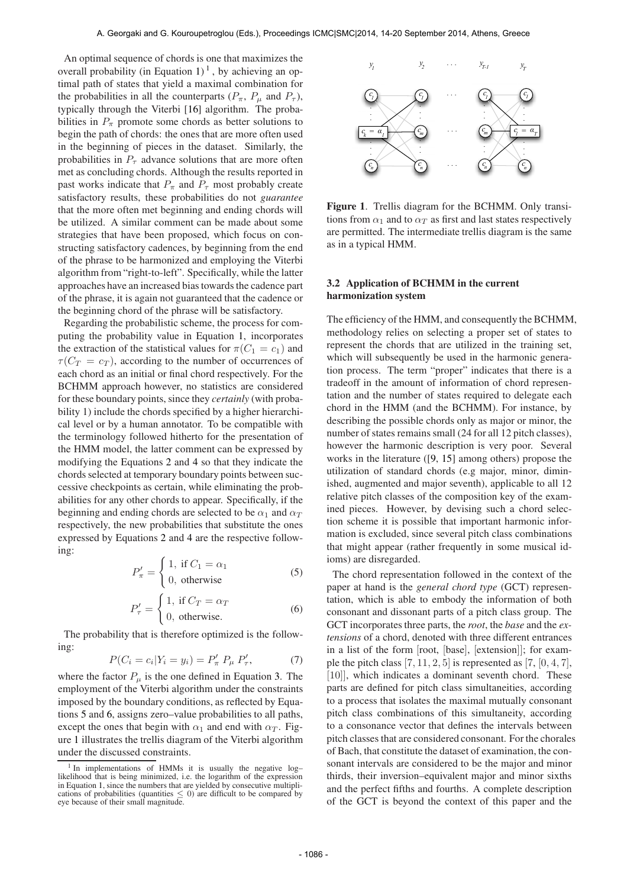An optimal sequence of chords is one that maximizes the overall probability (in Equation 1) [1], by achieving an optimal path of states that yield a maximal combination for the probabilities in all the counterparts ($P_\pi$, $P_\mu$ and $P_\tau$), typically through the Viterbi [16] algorithm. The probabilities in $P_\pi$ promote some chords as better solutions to begin the path of chords: the ones that are more often used in the beginning of pieces in the dataset. Similarly, the probabilities in $P_\tau$ advance solutions that are more often met as concluding chords. Although the results reported in past works indicate that $P_\pi$ and $P_\tau$ most probably create satisfactory results, these probabilities do not *guarantee* that the more often met beginning and ending chords will be utilized. A similar comment can be made about some strategies that have been proposed, which focus on constructing satisfactory cadences, by beginning from the end of the phrase to be harmonized and employing the Viterbi algorithm from "right-to-left". Specifically, while the latter approaches have an increased bias towards the cadence part of the phrase, it is again not guaranteed that the cadence or the beginning chord of the phrase will be satisfactory.

Regarding the probabilistic scheme, the process for computing the probability value in Equation 1, incorporates the extraction of the statistical values for $\pi(C_1 = c_1)$ and $\tau(C_T = c_T)$, according to the number of occurrences of each chord as an initial or final chord respectively. For the BCHMM approach however, no statistics are considered for these boundary points, since they *certainly* (with probability 1) include the chords specified by a higher hierarchical level or by a human annotator. To be compatible with the terminology followed hitherto for the presentation of the HMM model, the latter comment can be expressed by modifying the Equations 2 and 4 so that they indicate the chords selected at temporary boundary points between successive checkpoints as certain, while eliminating the probabilities for any other chords to appear. Specifically, if the beginning and ending chords are selected to be $\alpha_1$ and $\alpha_T$ respectively, the new probabilities that substitute the ones expressed by Equations 2 and 4 are the respective following:

$$P'_\pi = \begin{cases} 1, \text{ if } C_1 = \alpha_1 \\ 0, \text{ otherwise} \end{cases} \quad (5)$$

$$P'_\tau = \begin{cases} 1, \text{ if } C_T = \alpha_T \\ 0, \text{ otherwise.} \end{cases} \quad (6)$$

The probability that is therefore optimized is the following:

$$P(C_i = c_i | Y_i = y_i) = P'_\pi \; P_\mu \; P'_\tau, \quad (7)$$

where the factor $P_\mu$ is the one defined in Equation 3. The employment of the Viterbi algorithm under the constraints imposed by the boundary conditions, as reflected by Equations 5 and 6, assigns zero–value probabilities to all paths, except the ones that begin with $\alpha_1$ and end with $\alpha_T$. Figure 1 illustrates the trellis diagram of the Viterbi algorithm under the discussed constraints.

[1] In implementations of HMMs it is usually the negative log–likelihood that is being minimized, i.e. the logarithm of the expression in Equation 1, since the numbers that are yielded by consecutive multiplications of probabilities (quantities $\leq 0$) are difficult to be compared by eye because of their small magnitude.

**Figure 1**. Trellis diagram for the BCHMM. Only transitions from $\alpha_1$ and to $\alpha_T$ as first and last states respectively are permitted. The intermediate trellis diagram is the same as in a typical HMM.

### 3.2 Application of BCHMM in the current harmonization system

The efficiency of the HMM, and consequently the BCHMM, methodology relies on selecting a proper set of states to represent the chords that are utilized in the training set, which will subsequently be used in the harmonic generation process. The term "proper" indicates that there is a tradeoff in the amount of information of chord representation and the number of states required to delegate each chord in the HMM (and the BCHMM). For instance, by describing the possible chords only as major or minor, the number of states remains small (24 for all 12 pitch classes), however the harmonic description is very poor. Several works in the literature ([9, 15] among others) propose the utilization of standard chords (e.g major, minor, diminished, augmented and major seventh), applicable to all 12 relative pitch classes of the composition key of the examined pieces. However, by devising such a chord selection scheme it is possible that important harmonic information is excluded, since several pitch class combinations that might appear (rather frequently in some musical idioms) are disregarded.

The chord representation followed in the context of the paper at hand is the *general chord type* (GCT) representation, which is able to embody the information of both consonant and dissonant parts of a pitch class group. The GCT incorporates three parts, the *root*, the *base* and the *extensions* of a chord, denoted with three different entrances in a list of the form [root, [base], [extension]]; for example the pitch class $[7, 11, 2, 5]$ is represented as $[7, [0, 4, 7],$ $[10]]$, which indicates a dominant seventh chord. These parts are defined for pitch class simultaneities, according to a process that isolates the maximal mutually consonant pitch class combinations of this simultaneity, according to a consonance vector that defines the intervals between pitch classes that are considered consonant. For the chorales of Bach, that constitute the dataset of examination, the consonant intervals are considered to be the major and minor thirds, their inversion–equivalent major and minor sixths and the perfect fifths and fourths. A complete description of the GCT is beyond the context of this paper and the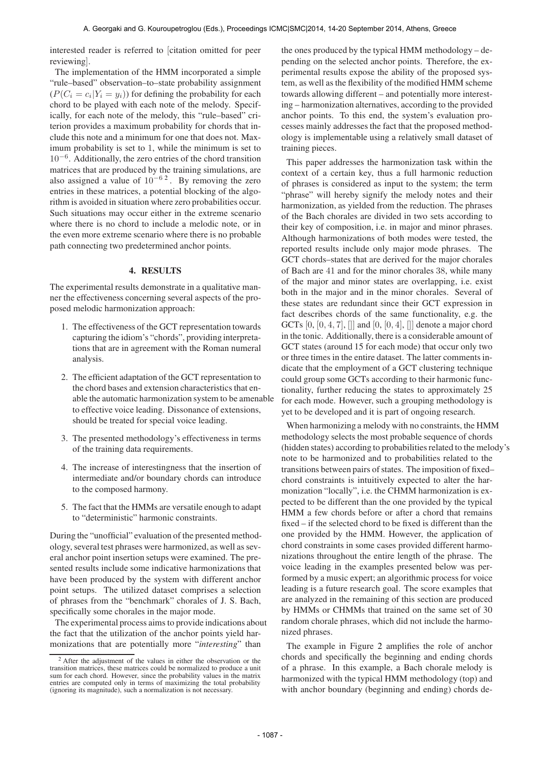interested reader is referred to [citation omitted for peer reviewing].

The implementation of the HMM incorporated a simple "rule–based" observation–to–state probability assignment ($P(C_i = c_i|Y_i = y_i)$) for defining the probability for each chord to be played with each note of the melody. Specifically, for each note of the melody, this "rule–based" criterion provides a maximum probability for chords that include this note and a minimum for one that does not. Maximum probability is set to 1, while the minimum is set to $10^{-6}$. Additionally, the zero entries of the chord transition matrices that are produced by the training simulations, are also assigned a value of $10^{-6}$ [2]. By removing the zero entries in these matrices, a potential blocking of the algorithm is avoided in situation where zero probabilities occur. Such situations may occur either in the extreme scenario where there is no chord to include a melodic note, or in the even more extreme scenario where there is no probable path connecting two predetermined anchor points.

## 4. RESULTS

The experimental results demonstrate in a qualitative manner the effectiveness concerning several aspects of the proposed melodic harmonization approach:

1. The effectiveness of the GCT representation towards capturing the idiom's "chords", providing interpretations that are in agreement with the Roman numeral analysis.
2. The efficient adaptation of the GCT representation to the chord bases and extension characteristics that enable the automatic harmonization system to be amenable to effective voice leading. Dissonance of extensions, should be treated for special voice leading.
3. The presented methodology's effectiveness in terms of the training data requirements.
4. The increase of interestingness that the insertion of intermediate and/or boundary chords can introduce to the composed harmony.
5. The fact that the HMMs are versatile enough to adapt to "deterministic" harmonic constraints.

During the "unofficial" evaluation of the presented methodology, several test phrases were harmonized, as well as several anchor point insertion setups were examined. The presented results include some indicative harmonizations that have been produced by the system with different anchor point setups. The utilized dataset comprises a selection of phrases from the "benchmark" chorales of J. S. Bach, specifically some chorales in the major mode.

The experimental process aims to provide indications about the fact that the utilization of the anchor points yield harmonizations that are potentially more "*interesting*" than the ones produced by the typical HMM methodology – depending on the selected anchor points. Therefore, the experimental results expose the ability of the proposed system, as well as the flexibility of the modified HMM scheme towards allowing different – and potentially more interesting – harmonization alternatives, according to the provided anchor points. To this end, the system's evaluation processes mainly addresses the fact that the proposed methodology is implementable using a relatively small dataset of training pieces.

This paper addresses the harmonization task within the context of a certain key, thus a full harmonic reduction of phrases is considered as input to the system; the term "phrase" will hereby signify the melody notes and their harmonization, as yielded from the reduction. The phrases of the Bach chorales are divided in two sets according to their key of composition, i.e. in major and minor phrases. Although harmonizations of both modes were tested, the reported results include only major mode phrases. The GCT chords–states that are derived for the major chorales of Bach are 41 and for the minor chorales 38, while many of the major and minor states are overlapping, i.e. exist both in the major and in the minor chorales. Several of these states are redundant since their GCT expression in fact describes chords of the same functionality, e.g. the GCTs $[0, [0, 4, 7], []]$ and $[0, [0, 4], []]$ denote a major chord in the tonic. Additionally, there is a considerable amount of GCT states (around 15 for each mode) that occur only two or three times in the entire dataset. The latter comments indicate that the employment of a GCT clustering technique could group some GCTs according to their harmonic functionality, further reducing the states to approximately 25 for each mode. However, such a grouping methodology is yet to be developed and it is part of ongoing research.

When harmonizing a melody with no constraints, the HMM methodology selects the most probable sequence of chords (hidden states) according to probabilities related to the melody's note to be harmonized and to probabilities related to the transitions between pairs of states. The imposition of fixed–chord constraints is intuitively expected to alter the harmonization "locally", i.e. the CHMM harmonization is expected to be different than the one provided by the typical HMM a few chords before or after a chord that remains fixed – if the selected chord to be fixed is different than the one provided by the HMM. However, the application of chord constraints in some cases provided different harmonizations throughout the entire length of the phrase. The voice leading in the examples presented below was performed by a music expert; an algorithmic process for voice leading is a future research goal. The score examples that are analyzed in the remaining of this section are produced by HMMs or CHMMs that trained on the same set of 30 random chorale phrases, which did not include the harmonized phrases.

The example in Figure 2 amplifies the role of anchor chords and specifically the beginning and ending chords of a phrase. In this example, a Bach chorale melody is harmonized with the typical HMM methodology (top) and with anchor boundary (beginning and ending) chords de-

[2] After the adjustment of the values in either the observation or the transition matrices, these matrices could be normalized to produce a unit sum for each chord. However, since the probability values in the matrix entries are computed only in terms of maximizing the total probability (ignoring its magnitude), such a normalization is not necessary.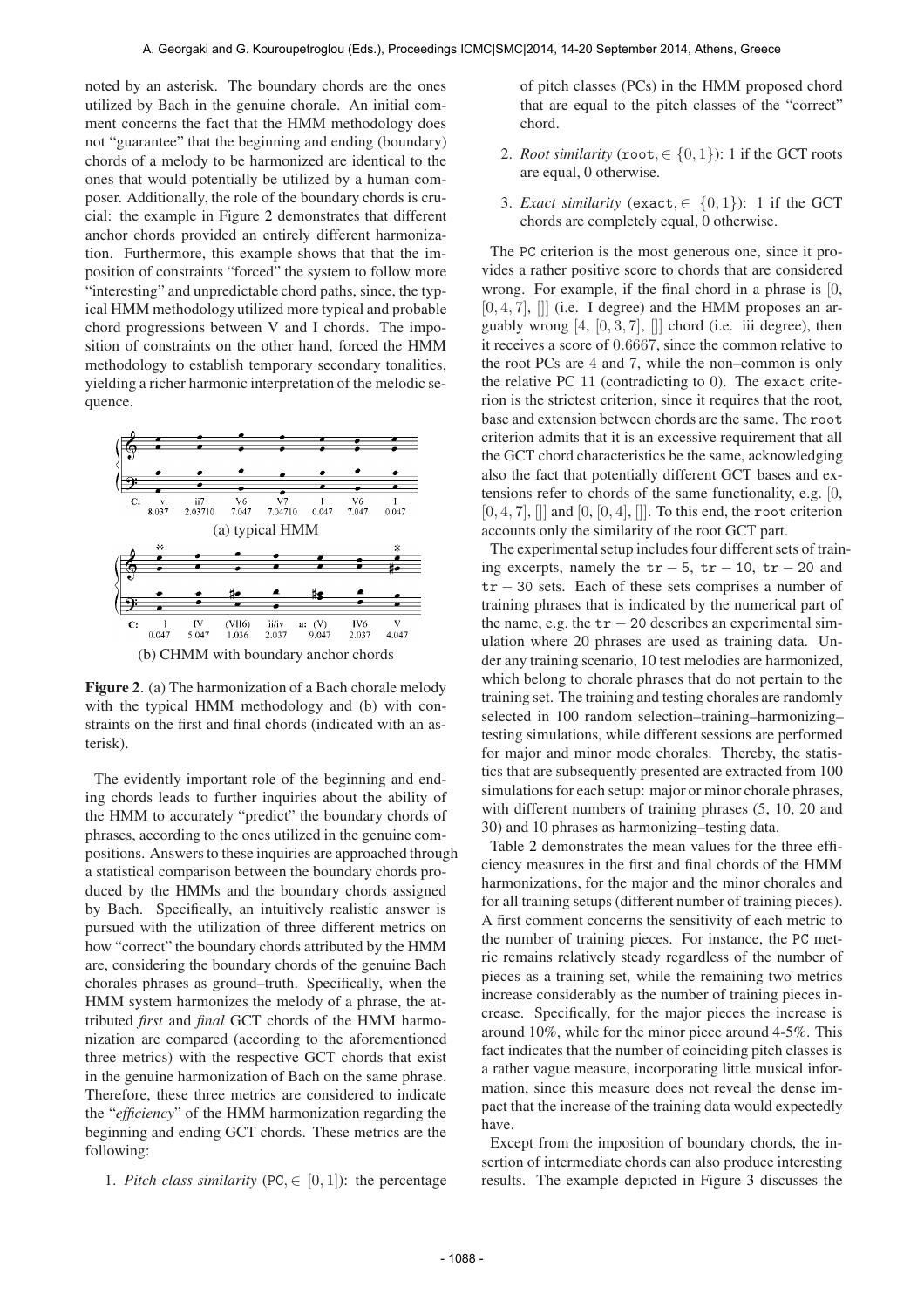noted by an asterisk. The boundary chords are the ones utilized by Bach in the genuine chorale. An initial comment concerns the fact that the HMM methodology does not "guarantee" that the beginning and ending (boundary) chords of a melody to be harmonized are identical to the ones that would potentially be utilized by a human composer. Additionally, the role of the boundary chords is crucial: the example in Figure 2 demonstrates that different anchor chords provided an entirely different harmonization. Furthermore, this example shows that that the imposition of constraints "forced" the system to follow more "interesting" and unpredictable chord paths, since, the typical HMM methodology utilized more typical and probable chord progressions between V and I chords. The imposition of constraints on the other hand, forced the HMM methodology to establish temporary secondary tonalities, yielding a richer harmonic interpretation of the melodic sequence.

(a) typical HMM

(b) CHMM with boundary anchor chords

**Figure 2**. (a) The harmonization of a Bach chorale melody with the typical HMM methodology and (b) with constraints on the first and final chords (indicated with an asterisk).

The evidently important role of the beginning and ending chords leads to further inquiries about the ability of the HMM to accurately "predict" the boundary chords of phrases, according to the ones utilized in the genuine compositions. Answers to these inquiries are approached through a statistical comparison between the boundary chords produced by the HMMs and the boundary chords assigned by Bach. Specifically, an intuitively realistic answer is pursued with the utilization of three different metrics on how "correct" the boundary chords attributed by the HMM are, considering the boundary chords of the genuine Bach chorales phrases as ground–truth. Specifically, when the HMM system harmonizes the melody of a phrase, the attributed *first* and *final* GCT chords of the HMM harmonization are compared (according to the aforementioned three metrics) with the respective GCT chords that exist in the genuine harmonization of Bach on the same phrase. Therefore, these three metrics are considered to indicate the "*efficiency*" of the HMM harmonization regarding the beginning and ending GCT chords. These metrics are the following:

1. *Pitch class similarity* (PC, $\in [0, 1]$): the percentage of pitch classes (PCs) in the HMM proposed chord that are equal to the pitch classes of the "correct" chord.
2. *Root similarity* (root, $\in \{0, 1\}$): 1 if the GCT roots are equal, 0 otherwise.
3. *Exact similarity* (exact, $\in \{0, 1\}$): 1 if the GCT chords are completely equal, 0 otherwise.

The PC criterion is the most generous one, since it provides a rather positive score to chords that are considered wrong. For example, if the final chord in a phrase is $[0, [0, 4, 7], []]$ (i.e. I degree) and the HMM proposes an arguably wrong $[4, [0, 3, 7], []]$ chord (i.e. iii degree), then it receives a score of $0.6667$, since the common relative to the root PCs are $4$ and $7$, while the non–common is only the relative PC $11$ (contradicting to $0$). The exact criterion is the strictest criterion, since it requires that the root, base and extension between chords are the same. The root criterion admits that it is an excessive requirement that all the GCT chord characteristics be the same, acknowledging also the fact that potentially different GCT bases and extensions refer to chords of the same functionality, e.g. $[0, [0, 4, 7], []]$ and $[0, [0, 4], []]$. To this end, the root criterion accounts only the similarity of the root GCT part.

The experimental setup includes four different sets of training excerpts, namely the $\texttt{tr}-5$, $\texttt{tr}-10$, $\texttt{tr}-20$ and $\texttt{tr}-30$ sets. Each of these sets comprises a number of training phrases that is indicated by the numerical part of the name, e.g. the $\texttt{tr}-20$ describes an experimental simulation where 20 phrases are used as training data. Under any training scenario, 10 test melodies are harmonized, which belong to chorale phrases that do not pertain to the training set. The training and testing chorales are randomly selected in 100 random selection–training–harmonizing–testing simulations, while different sessions are performed for major and minor mode chorales. Thereby, the statistics that are subsequently presented are extracted from 100 simulations for each setup: major or minor chorale phrases, with different numbers of training phrases (5, 10, 20 and 30) and 10 phrases as harmonizing–testing data.

Table 2 demonstrates the mean values for the three efficiency measures in the first and final chords of the HMM harmonizations, for the major and the minor chorales and for all training setups (different number of training pieces). A first comment concerns the sensitivity of each metric to the number of training pieces. For instance, the PC metric remains relatively steady regardless of the number of pieces as a training set, while the remaining two metrics increase considerably as the number of training pieces increase. Specifically, for the major pieces the increase is around 10%, while for the minor piece around 4-5%. This fact indicates that the number of coinciding pitch classes is a rather vague measure, incorporating little musical information, since this measure does not reveal the dense impact that the increase of the training data would expectedly have.

Except from the imposition of boundary chords, the insertion of intermediate chords can also produce interesting results. The example depicted in Figure 3 discusses the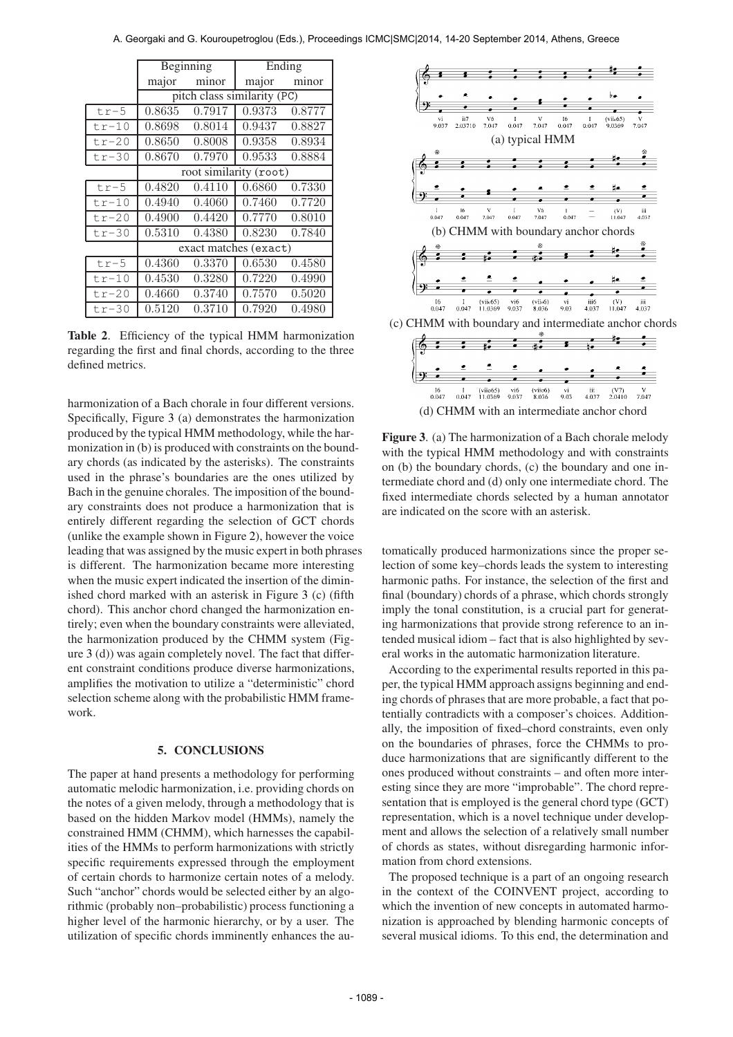| | Beginning | | Ending | |
|---|---|---|---|---|
| | major | minor | major | minor |
| | pitch class similarity (PC) | | | |
| tr-5 | 0.8635 | 0.7917 | 0.9373 | 0.8777 |
| tr-10 | 0.8698 | 0.8014 | 0.9437 | 0.8827 |
| tr-20 | 0.8650 | 0.8008 | 0.9358 | 0.8934 |
| tr-30 | 0.8670 | 0.7970 | 0.9533 | 0.8884 |
| | root similarity (root) | | | |
| tr-5 | 0.4820 | 0.4110 | 0.6860 | 0.7330 |
| tr-10 | 0.4940 | 0.4060 | 0.7460 | 0.7720 |
| tr-20 | 0.4900 | 0.4420 | 0.7770 | 0.8010 |
| tr-30 | 0.5310 | 0.4380 | 0.8230 | 0.7840 |
| | exact matches (exact) | | | |
| tr-5 | 0.4360 | 0.3370 | 0.6530 | 0.4580 |
| tr-10 | 0.4530 | 0.3280 | 0.7220 | 0.4990 |
| tr-20 | 0.4660 | 0.3740 | 0.7570 | 0.5020 |
| tr-30 | 0.5120 | 0.3710 | 0.7920 | 0.4980 |

**Table 2**. Efficiency of the typical HMM harmonization regarding the first and final chords, according to the three defined metrics.

harmonization of a Bach chorale in four different versions. Specifically, Figure 3 (a) demonstrates the harmonization produced by the typical HMM methodology, while the harmonization in (b) is produced with constraints on the boundary chords (as indicated by the asterisks). The constraints used in the phrase's boundaries are the ones utilized by Bach in the genuine chorales. The imposition of the boundary constraints does not produce a harmonization that is entirely different regarding the selection of GCT chords (unlike the example shown in Figure 2), however the voice leading that was assigned by the music expert in both phrases is different. The harmonization became more interesting when the music expert indicated the insertion of the diminished chord marked with an asterisk in Figure 3 (c) (fifth chord). This anchor chord changed the harmonization entirely; even when the boundary constraints were alleviated, the harmonization produced by the CHMM system (Figure 3 (d)) was again completely novel. The fact that different constraint conditions produce diverse harmonizations, amplifies the motivation to utilize a "deterministic" chord selection scheme along with the probabilistic HMM framework.

(a) typical HMM

(b) CHMM with boundary anchor chords

(c) CHMM with boundary and intermediate anchor chords

(d) CHMM with an intermediate anchor chord

**Figure 3**. (a) The harmonization of a Bach chorale melody with the typical HMM methodology and with constraints on (b) the boundary chords, (c) the boundary and one intermediate chord and (d) only one intermediate chord. The fixed intermediate chords selected by a human annotator are indicated on the score with an asterisk.

## 5. CONCLUSIONS

The paper at hand presents a methodology for performing automatic melodic harmonization, i.e. providing chords on the notes of a given melody, through a methodology that is based on the hidden Markov model (HMMs), namely the constrained HMM (CHMM), which harnesses the capabilities of the HMMs to perform harmonizations with strictly specific requirements expressed through the employment of certain chords to harmonize certain notes of a melody. Such "anchor" chords would be selected either by an algorithmic (probably non–probabilistic) process functioning a higher level of the harmonic hierarchy, or by a user. The utilization of specific chords imminently enhances the automatically produced harmonizations since the proper selection of some key–chords leads the system to interesting harmonic paths. For instance, the selection of the first and final (boundary) chords of a phrase, which chords strongly imply the tonal constitution, is a crucial part for generating harmonizations that provide strong reference to an intended musical idiom – fact that is also highlighted by several works in the automatic harmonization literature.

According to the experimental results reported in this paper, the typical HMM approach assigns beginning and ending chords of phrases that are more probable, a fact that potentially contradicts with a composer's choices. Additionally, the imposition of fixed–chord constraints, even only on the boundaries of phrases, force the CHMMs to produce harmonizations that are significantly different to the ones produced without constraints – and often more interesting since they are more "improbable". The chord representation that is employed is the general chord type (GCT) representation, which is a novel technique under development and allows the selection of a relatively small number of chords as states, without disregarding harmonic information from chord extensions.

The proposed technique is a part of an ongoing research in the context of the COINVENT project, according to which the invention of new concepts in automated harmonization is approached by blending harmonic concepts of several musical idioms. To this end, the determination and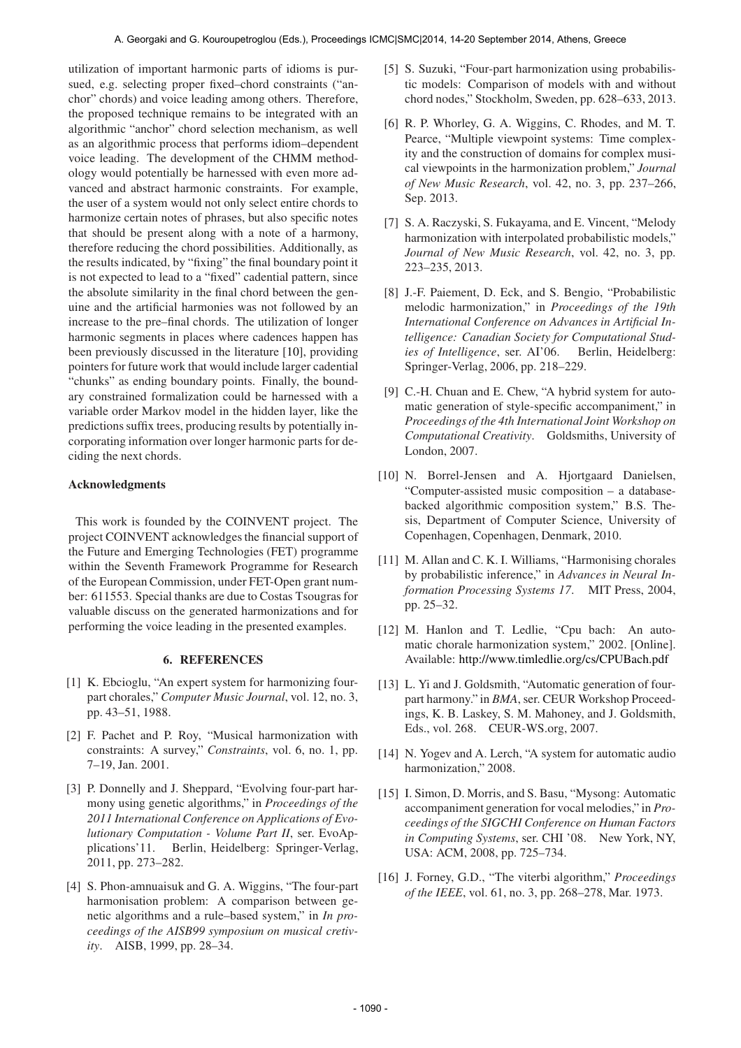utilization of important harmonic parts of idioms is pursued, e.g. selecting proper fixed–chord constraints ("anchor" chords) and voice leading among others. Therefore, the proposed technique remains to be integrated with an algorithmic "anchor" chord selection mechanism, as well as an algorithmic process that performs idiom–dependent voice leading. The development of the CHMM methodology would potentially be harnessed with even more advanced and abstract harmonic constraints. For example, the user of a system would not only select entire chords to harmonize certain notes of phrases, but also specific notes that should be present along with a note of a harmony, therefore reducing the chord possibilities. Additionally, as the results indicated, by "fixing" the final boundary point it is not expected to lead to a "fixed" cadential pattern, since the absolute similarity in the final chord between the genuine and the artificial harmonies was not followed by an increase to the pre–final chords. The utilization of longer harmonic segments in places where cadences happen has been previously discussed in the literature [10], providing pointers for future work that would include larger cadential "chunks" as ending boundary points. Finally, the boundary constrained formalization could be harnessed with a variable order Markov model in the hidden layer, like the predictions suffix trees, producing results by potentially incorporating information over longer harmonic parts for deciding the next chords.

**Acknowledgments**

This work is founded by the COINVENT project. The project COINVENT acknowledges the financial support of the Future and Emerging Technologies (FET) programme within the Seventh Framework Programme for Research of the European Commission, under FET-Open grant number: 611553. Special thanks are due to Costas Tsougras for valuable discuss on the generated harmonizations and for performing the voice leading in the presented examples.

## 6. REFERENCES

[1] K. Ebcioglu, "An expert system for harmonizing four-part chorales," *Computer Music Journal*, vol. 12, no. 3, pp. 43–51, 1988.

[2] F. Pachet and P. Roy, "Musical harmonization with constraints: A survey," *Constraints*, vol. 6, no. 1, pp. 7–19, Jan. 2001.

[3] P. Donnelly and J. Sheppard, "Evolving four-part harmony using genetic algorithms," in *Proceedings of the 2011 International Conference on Applications of Evolutionary Computation - Volume Part II*, ser. EvoApplications'11. Berlin, Heidelberg: Springer-Verlag, 2011, pp. 273–282.

[4] S. Phon-amnuaisuk and G. A. Wiggins, "The four-part harmonisation problem: A comparison between genetic algorithms and a rule–based system," in *In proceedings of the AISB99 symposium on musical cretivity*. AISB, 1999, pp. 28–34.

[5] S. Suzuki, "Four-part harmonization using probabilistic models: Comparison of models with and without chord nodes," Stockholm, Sweden, pp. 628–633, 2013.

[6] R. P. Whorley, G. A. Wiggins, C. Rhodes, and M. T. Pearce, "Multiple viewpoint systems: Time complexity and the construction of domains for complex musical viewpoints in the harmonization problem," *Journal of New Music Research*, vol. 42, no. 3, pp. 237–266, Sep. 2013.

[7] S. A. Raczyski, S. Fukayama, and E. Vincent, "Melody harmonization with interpolated probabilistic models," *Journal of New Music Research*, vol. 42, no. 3, pp. 223–235, 2013.

[8] J.-F. Paiement, D. Eck, and S. Bengio, "Probabilistic melodic harmonization," in *Proceedings of the 19th International Conference on Advances in Artificial Intelligence: Canadian Society for Computational Studies of Intelligence*, ser. AI'06. Berlin, Heidelberg: Springer-Verlag, 2006, pp. 218–229.

[9] C.-H. Chuan and E. Chew, "A hybrid system for automatic generation of style-specific accompaniment," in *Proceedings of the 4th International Joint Workshop on Computational Creativity*. Goldsmiths, University of London, 2007.

[10] N. Borrel-Jensen and A. Hjortgaard Danielsen, "Computer-assisted music composition – a database-backed algorithmic composition system," B.S. Thesis, Department of Computer Science, University of Copenhagen, Copenhagen, Denmark, 2010.

[11] M. Allan and C. K. I. Williams, "Harmonising chorales by probabilistic inference," in *Advances in Neural Information Processing Systems 17*. MIT Press, 2004, pp. 25–32.

[12] M. Hanlon and T. Ledlie, "Cpu bach: An automatic chorale harmonization system," 2002. [Online]. Available: http://www.timledlie.org/cs/CPUBach.pdf

[13] L. Yi and J. Goldsmith, "Automatic generation of four-part harmony." in *BMA*, ser. CEUR Workshop Proceedings, K. B. Laskey, S. M. Mahoney, and J. Goldsmith, Eds., vol. 268. CEUR-WS.org, 2007.

[14] N. Yogev and A. Lerch, "A system for automatic audio harmonization," 2008.

[15] I. Simon, D. Morris, and S. Basu, "Mysong: Automatic accompaniment generation for vocal melodies," in *Proceedings of the SIGCHI Conference on Human Factors in Computing Systems*, ser. CHI '08. New York, NY, USA: ACM, 2008, pp. 725–734.

[16] J. Forney, G.D., "The viterbi algorithm," *Proceedings of the IEEE*, vol. 61, no. 3, pp. 268–278, Mar. 1973.